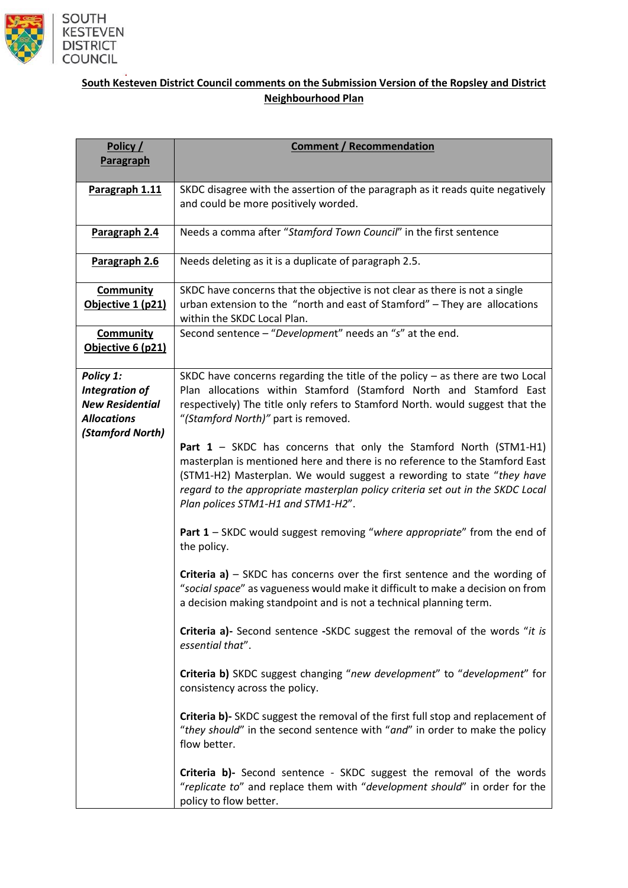**South Kesteven District Council comments on the Submission Version of the Ropsley and District Neighbourhood Plan**

| Policy / Paragraph | Comment / Recommendation |
|---|---|
| **Paragraph 1.11** | SKDC disagree with the assertion of the paragraph as it reads quite negatively and could be more positively worded. |
| **Paragraph 2.4** | Needs a comma after "*Stamford Town Council*" in the first sentence |
| **Paragraph 2.6** | Needs deleting as it is a duplicate of paragraph 2.5. |
| **Community Objective 1 (p21)** | SKDC have concerns that the objective is not clear as there is not a single urban extension to the "north and east of Stamford" – They are allocations within the SKDC Local Plan. |
| **Community Objective 6 (p21)** | Second sentence – "*Development*" needs an "*s*" at the end. |
| ***Policy 1: Integration of New Residential Allocations (Stamford North)*** | SKDC have concerns regarding the title of the policy – as there are two Local Plan allocations within Stamford (Stamford North and Stamford East respectively) The title only refers to Stamford North. would suggest that the "*(Stamford North)*" part is removed.<br><br>**Part 1** – SKDC has concerns that only the Stamford North (STM1-H1) masterplan is mentioned here and there is no reference to the Stamford East (STM1-H2) Masterplan. We would suggest a rewording to state "*they have regard to the appropriate masterplan policy criteria set out in the SKDC Local Plan polices STM1-H1 and STM1-H2*".<br><br>**Part 1** – SKDC would suggest removing "*where appropriate*" from the end of the policy.<br><br>**Criteria a)** – SKDC has concerns over the first sentence and the wording of "*social space*" as vagueness would make it difficult to make a decision on from a decision making standpoint and is not a technical planning term.<br><br>**Criteria a)-** Second sentence **-**SKDC suggest the removal of the words "*it is essential that*".<br><br>**Criteria b)** SKDC suggest changing "*new development*" to "*development*" for consistency across the policy.<br><br>**Criteria b)-** SKDC suggest the removal of the first full stop and replacement of "*they should*" in the second sentence with "*and*" in order to make the policy flow better.<br><br>**Criteria b)-** Second sentence - SKDC suggest the removal of the words "*replicate to*" and replace them with "*development should*" in order for the policy to flow better. |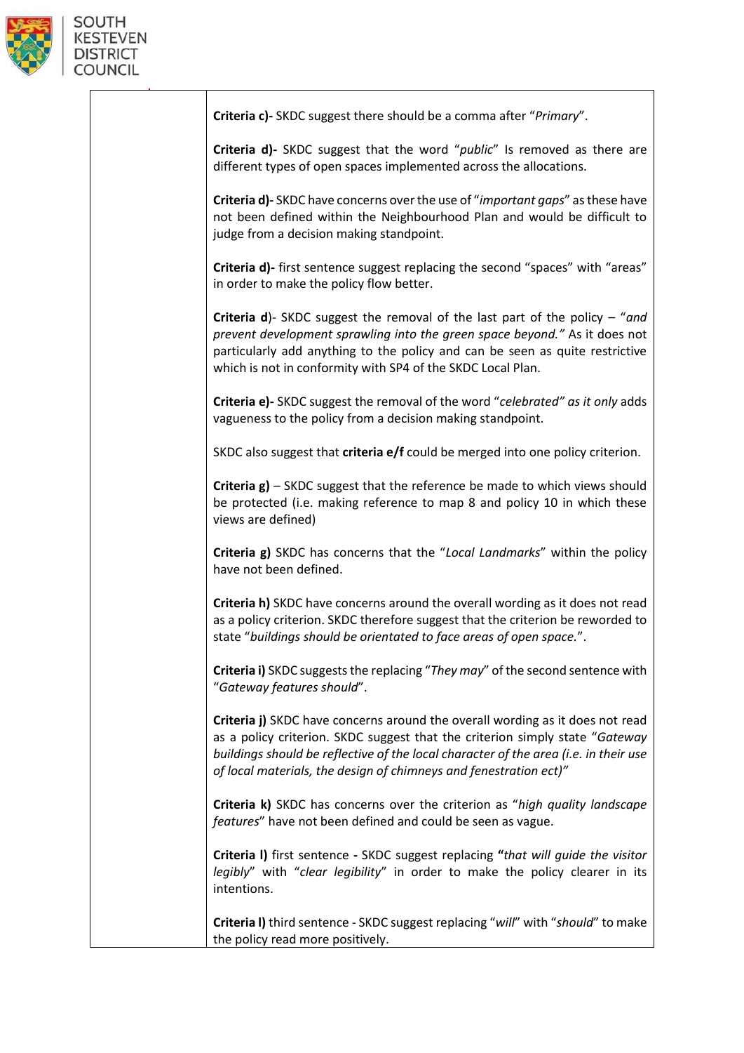| | |
|---|---|
| | **Criteria c)-** SKDC suggest there should be a comma after "*Primary*".<br><br>**Criteria d)-** SKDC suggest that the word "*public*" Is removed as there are different types of open spaces implemented across the allocations.<br><br>**Criteria d)-** SKDC have concerns over the use of "*important gaps*" as these have not been defined within the Neighbourhood Plan and would be difficult to judge from a decision making standpoint.<br><br>**Criteria d)-** first sentence suggest replacing the second "spaces" with "areas" in order to make the policy flow better.<br><br>**Criteria d**)- SKDC suggest the removal of the last part of the policy – "*and prevent development sprawling into the green space beyond."* As it does not particularly add anything to the policy and can be seen as quite restrictive which is not in conformity with SP4 of the SKDC Local Plan.<br><br>**Criteria e)-** SKDC suggest the removal of the word "*celebrated" as it only* adds vagueness to the policy from a decision making standpoint.<br><br>SKDC also suggest that **criteria e/f** could be merged into one policy criterion.<br><br>**Criteria g)** – SKDC suggest that the reference be made to which views should be protected (i.e. making reference to map 8 and policy 10 in which these views are defined)<br><br>**Criteria g)** SKDC has concerns that the "*Local Landmarks*" within the policy have not been defined.<br><br>**Criteria h)** SKDC have concerns around the overall wording as it does not read as a policy criterion. SKDC therefore suggest that the criterion be reworded to state "*buildings should be orientated to face areas of open space.*".<br><br>**Criteria i)** SKDC suggests the replacing "*They may*" of the second sentence with "*Gateway features should*".<br><br>**Criteria j)** SKDC have concerns around the overall wording as it does not read as a policy criterion. SKDC suggest that the criterion simply state "*Gateway buildings should be reflective of the local character of the area (i.e. in their use of local materials, the design of chimneys and fenestration ect)"*<br><br>**Criteria k)** SKDC has concerns over the criterion as "*high quality landscape features*" have not been defined and could be seen as vague.<br><br>**Criteria l)** first sentence **-** SKDC suggest replacing **"***that will guide the visitor legibly*" with "*clear legibility*" in order to make the policy clearer in its intentions.<br><br>**Criteria l)** third sentence - SKDC suggest replacing "*will*" with "*should*" to make the policy read more positively. |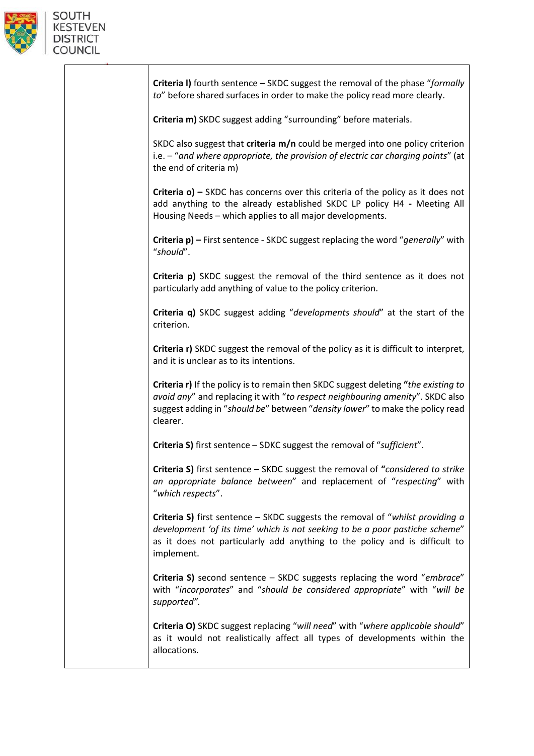| | |
|---|---|
| | **Criteria l)** fourth sentence – SKDC suggest the removal of the phase "*formally to*" before shared surfaces in order to make the policy read more clearly.<br><br>**Criteria m)** SKDC suggest adding "surrounding" before materials.<br><br>SKDC also suggest that **criteria m/n** could be merged into one policy criterion i.e. – "*and where appropriate, the provision of electric car charging points*" (at the end of criteria m)<br><br>**Criteria o) –** SKDC has concerns over this criteria of the policy as it does not add anything to the already established SKDC LP policy H4 **-** Meeting All Housing Needs – which applies to all major developments.<br><br>**Criteria p) –** First sentence - SKDC suggest replacing the word "*generally*" with "*should*".<br><br>**Criteria p)** SKDC suggest the removal of the third sentence as it does not particularly add anything of value to the policy criterion.<br><br>**Criteria q)** SKDC suggest adding "*developments should*" at the start of the criterion.<br><br>**Criteria r)** SKDC suggest the removal of the policy as it is difficult to interpret, and it is unclear as to its intentions.<br><br>**Criteria r)** If the policy is to remain then SKDC suggest deleting **"***the existing to avoid any*" and replacing it with "*to respect neighbouring amenity*". SKDC also suggest adding in "*should be*" between "*density lower*" to make the policy read clearer.<br><br>**Criteria S)** first sentence – SDKC suggest the removal of "*sufficient*".<br><br>**Criteria S)** first sentence – SKDC suggest the removal of **"***considered to strike an appropriate balance between*" and replacement of "*respecting*" with "*which respects*".<br><br>**Criteria S)** first sentence – SKDC suggests the removal of "*whilst providing a development 'of its time' which is not seeking to be a poor pastiche scheme*" as it does not particularly add anything to the policy and is difficult to implement.<br><br>**Criteria S)** second sentence – SKDC suggests replacing the word "*embrace*" with "*incorporates*" and "*should be considered appropriate*" with "*will be supported*".<br><br>**Criteria O)** SKDC suggest replacing "*will need*" with "*where applicable should*" as it would not realistically affect all types of developments within the allocations. |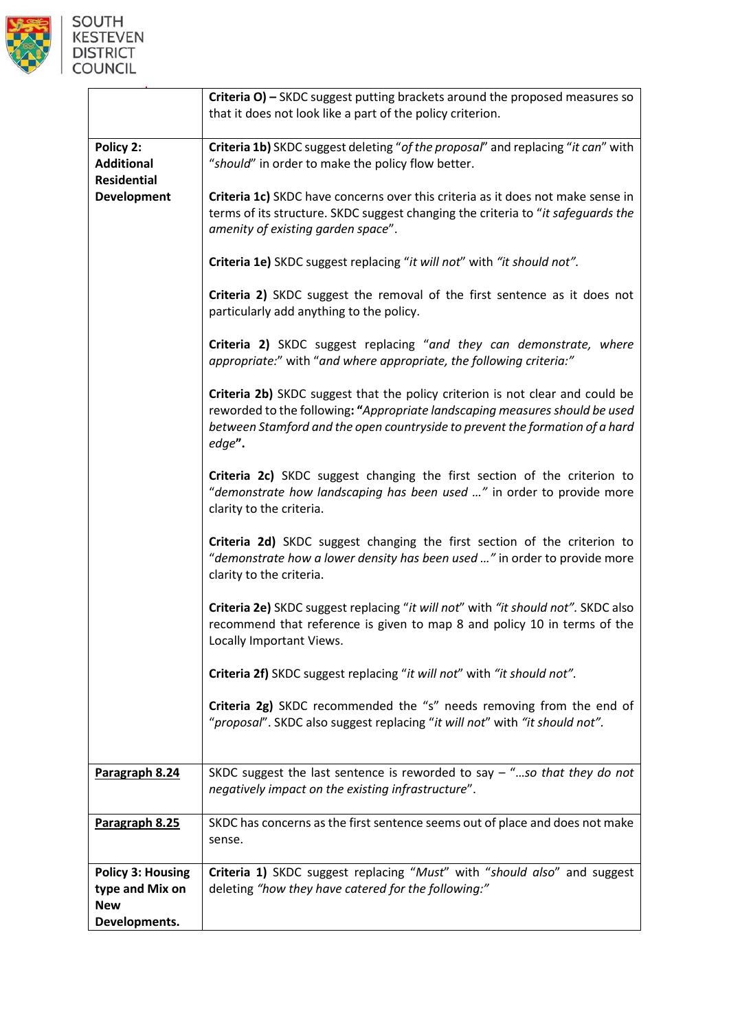| | |
|---|---|
| | **Criteria O) –** SKDC suggest putting brackets around the proposed measures so that it does not look like a part of the policy criterion. |
| **Policy 2: Additional Residential Development** | **Criteria 1b)** SKDC suggest deleting "*of the proposal*" and replacing "*it can*" with "*should*" in order to make the policy flow better.<br><br>**Criteria 1c)** SKDC have concerns over this criteria as it does not make sense in terms of its structure. SKDC suggest changing the criteria to "*it safeguards the amenity of existing garden space*".<br><br>**Criteria 1e)** SKDC suggest replacing "*it will not*" with *"it should not".*<br><br>**Criteria 2)** SKDC suggest the removal of the first sentence as it does not particularly add anything to the policy.<br><br>**Criteria 2)** SKDC suggest replacing "*and they can demonstrate, where appropriate:*" with "*and where appropriate, the following criteria:"*<br><br>**Criteria 2b)** SKDC suggest that the policy criterion is not clear and could be reworded to the following**: "***Appropriate landscaping measures should be used between Stamford and the open countryside to prevent the formation of a hard edge***".**<br><br>**Criteria 2c)** SKDC suggest changing the first section of the criterion to "*demonstrate how landscaping has been used …"* in order to provide more clarity to the criteria.<br><br>**Criteria 2d)** SKDC suggest changing the first section of the criterion to "*demonstrate how a lower density has been used …"* in order to provide more clarity to the criteria.<br><br>**Criteria 2e)** SKDC suggest replacing "*it will not*" with *"it should not".* SKDC also recommend that reference is given to map 8 and policy 10 in terms of the Locally Important Views.<br><br>**Criteria 2f)** SKDC suggest replacing "*it will not*" with *"it should not".*<br><br>**Criteria 2g)** SKDC recommended the "s" needs removing from the end of "*proposal*". SKDC also suggest replacing "*it will not*" with *"it should not".* |
| **Paragraph 8.24** | SKDC suggest the last sentence is reworded to say – "*…so that they do not negatively impact on the existing infrastructure*". |
| **Paragraph 8.25** | SKDC has concerns as the first sentence seems out of place and does not make sense. |
| **Policy 3: Housing type and Mix on New Developments.** | **Criteria 1)** SKDC suggest replacing "*Must*" with "*should also*" and suggest deleting *"how they have catered for the following:"* |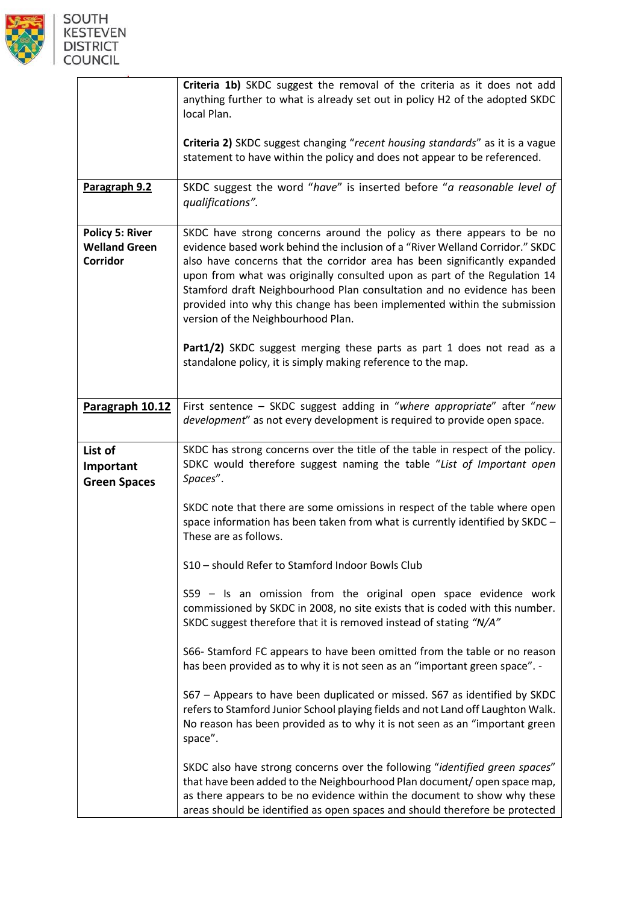| | |
|---|---|
| | **Criteria 1b)** SKDC suggest the removal of the criteria as it does not add anything further to what is already set out in policy H2 of the adopted SKDC local Plan.<br><br>**Criteria 2)** SKDC suggest changing "*recent housing standards*" as it is a vague statement to have within the policy and does not appear to be referenced. |
| **Paragraph 9.2** | SKDC suggest the word "*have*" is inserted before "*a reasonable level of qualifications".* |
| **Policy 5: River Welland Green Corridor** | SKDC have strong concerns around the policy as there appears to be no evidence based work behind the inclusion of a "River Welland Corridor." SKDC also have concerns that the corridor area has been significantly expanded upon from what was originally consulted upon as part of the Regulation 14 Stamford draft Neighbourhood Plan consultation and no evidence has been provided into why this change has been implemented within the submission version of the Neighbourhood Plan.<br><br>**Part1/2)** SKDC suggest merging these parts as part 1 does not read as a standalone policy, it is simply making reference to the map. |
| **Paragraph 10.12** | First sentence – SKDC suggest adding in "*where appropriate*" after "*new development*" as not every development is required to provide open space. |
| **List of Important Green Spaces** | SKDC has strong concerns over the title of the table in respect of the policy. SDKC would therefore suggest naming the table "*List of Important open Spaces*".<br><br>SKDC note that there are some omissions in respect of the table where open space information has been taken from what is currently identified by SKDC – These are as follows.<br><br>S10 – should Refer to Stamford Indoor Bowls Club<br><br>S59 – Is an omission from the original open space evidence work commissioned by SKDC in 2008, no site exists that is coded with this number. SKDC suggest therefore that it is removed instead of stating *"N/A"*<br><br>S66- Stamford FC appears to have been omitted from the table or no reason has been provided as to why it is not seen as an "important green space". -<br><br>S67 – Appears to have been duplicated or missed. S67 as identified by SKDC refers to Stamford Junior School playing fields and not Land off Laughton Walk. No reason has been provided as to why it is not seen as an "important green space".<br><br>SKDC also have strong concerns over the following "*identified green spaces*" that have been added to the Neighbourhood Plan document/ open space map, as there appears to be no evidence within the document to show why these areas should be identified as open spaces and should therefore be protected |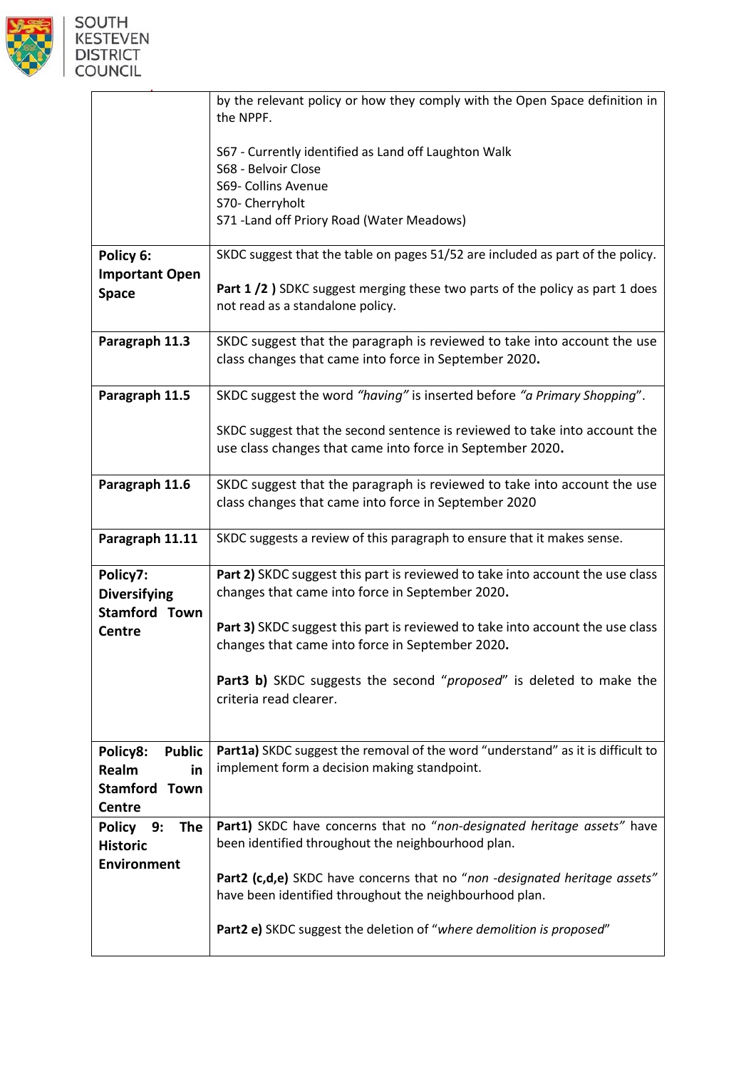| | |
|---|---|
| | by the relevant policy or how they comply with the Open Space definition in the NPPF.<br><br>S67 - Currently identified as Land off Laughton Walk<br>S68 - Belvoir Close<br>S69- Collins Avenue<br>S70- Cherryholt<br>S71 -Land off Priory Road (Water Meadows) |
| **Policy 6: Important Open Space** | SKDC suggest that the table on pages 51/52 are included as part of the policy.<br><br>**Part 1 /2 )** SDKC suggest merging these two parts of the policy as part 1 does not read as a standalone policy. |
| **Paragraph 11.3** | SKDC suggest that the paragraph is reviewed to take into account the use class changes that came into force in September 2020**.** |
| **Paragraph 11.5** | SKDC suggest the word *"having"* is inserted before *"a Primary Shopping*".<br><br>SKDC suggest that the second sentence is reviewed to take into account the use class changes that came into force in September 2020**.** |
| **Paragraph 11.6** | SKDC suggest that the paragraph is reviewed to take into account the use class changes that came into force in September 2020 |
| **Paragraph 11.11** | SKDC suggests a review of this paragraph to ensure that it makes sense. |
| **Policy7: Diversifying Stamford Town Centre** | **Part 2)** SKDC suggest this part is reviewed to take into account the use class changes that came into force in September 2020**.**<br><br>**Part 3)** SKDC suggest this part is reviewed to take into account the use class changes that came into force in September 2020**.**<br><br>**Part3 b)** SKDC suggests the second "*proposed*" is deleted to make the criteria read clearer. |
| **Policy8: Public Realm in Stamford Town Centre** | **Part1a)** SKDC suggest the removal of the word "understand" as it is difficult to implement form a decision making standpoint. |
| **Policy 9: The Historic Environment** | **Part1)** SKDC have concerns that no "*non-designated heritage assets"* have been identified throughout the neighbourhood plan.<br><br>**Part2 (c,d,e)** SKDC have concerns that no "*non -designated heritage assets"* have been identified throughout the neighbourhood plan.<br><br>**Part2 e)** SKDC suggest the deletion of "*where demolition is proposed*" |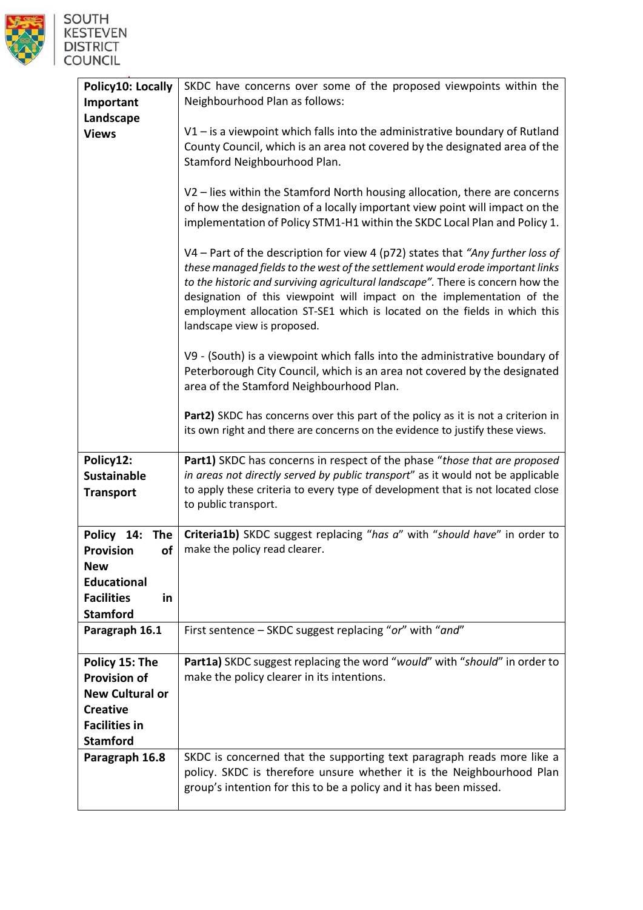| Policy10: Locally Important Landscape Views | SKDC have concerns over some of the proposed viewpoints within the Neighbourhood Plan as follows:<br><br>V1 – is a viewpoint which falls into the administrative boundary of Rutland County Council, which is an area not covered by the designated area of the Stamford Neighbourhood Plan.<br><br>V2 – lies within the Stamford North housing allocation, there are concerns of how the designation of a locally important view point will impact on the implementation of Policy STM1-H1 within the SKDC Local Plan and Policy 1.<br><br>V4 – Part of the description for view 4 (p72) states that *"Any further loss of these managed fields to the west of the settlement would erode important links to the historic and surviving agricultural landscape".* There is concern how the designation of this viewpoint will impact on the implementation of the employment allocation ST-SE1 which is located on the fields in which this landscape view is proposed.<br><br>V9 - (South) is a viewpoint which falls into the administrative boundary of Peterborough City Council, which is an area not covered by the designated area of the Stamford Neighbourhood Plan.<br><br>**Part2)** SKDC has concerns over this part of the policy as it is not a criterion in its own right and there are concerns on the evidence to justify these views. |
|---|---|
| **Policy12: Sustainable Transport** | **Part1)** SKDC has concerns in respect of the phase "*those that are proposed in areas not directly served by public transport*" as it would not be applicable to apply these criteria to every type of development that is not located close to public transport. |
| **Policy 14: The Provision of New Educational Facilities in Stamford** | **Criteria1b)** SKDC suggest replacing "*has a*" with "*should have*" in order to make the policy read clearer. |
| **Paragraph 16.1** | First sentence – SKDC suggest replacing "*or*" with "*and*" |
| **Policy 15: The Provision of New Cultural or Creative Facilities in Stamford** | **Part1a)** SKDC suggest replacing the word "*would*" with "*should*" in order to make the policy clearer in its intentions. |
| **Paragraph 16.8** | SKDC is concerned that the supporting text paragraph reads more like a policy. SKDC is therefore unsure whether it is the Neighbourhood Plan group's intention for this to be a policy and it has been missed. |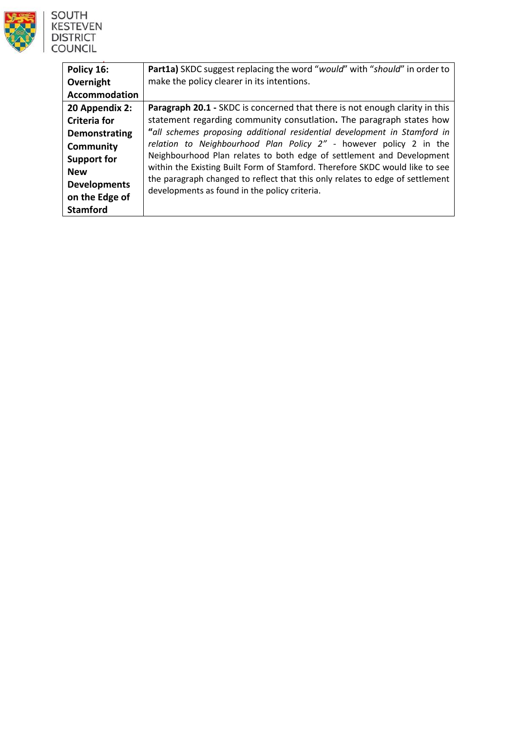| | |
|---|---|
| **Policy 16: Overnight Accommodation** | **Part1a)** SKDC suggest replacing the word "*would*" with "*should*" in order to make the policy clearer in its intentions. |
| **20 Appendix 2: Criteria for Demonstrating Community Support for New Developments on the Edge of Stamford** | **Paragraph 20.1 -** SKDC is concerned that there is not enough clarity in this statement regarding community consutlation**.** The paragraph states how **"***all schemes proposing additional residential development in Stamford in relation to Neighbourhood Plan Policy 2" -* however policy 2 in the Neighbourhood Plan relates to both edge of settlement and Development within the Existing Built Form of Stamford. Therefore SKDC would like to see the paragraph changed to reflect that this only relates to edge of settlement developments as found in the policy criteria. |